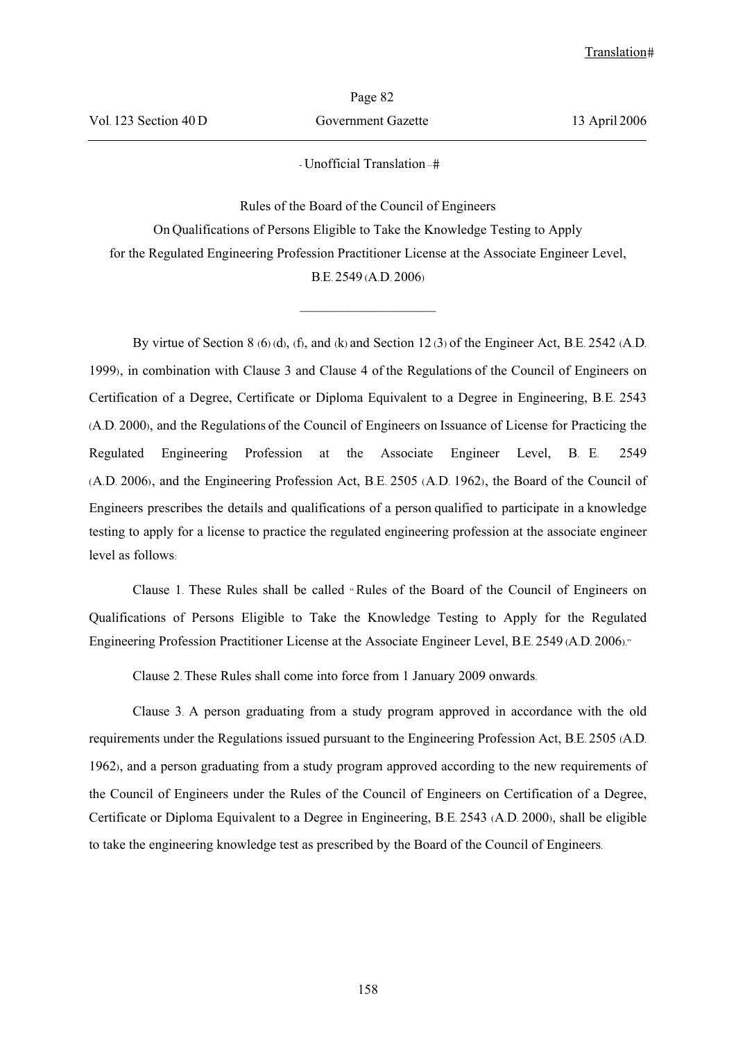- Unofficial Translation -

Rules of the Board of the Council of Engineers
On Qualifications of Persons Eligible to Take the Knowledge Testing to Apply
for the Regulated Engineering Profession Practitioner License at the Associate Engineer Level,
B.E. 2549 (A.D. 2006)

---

By virtue of Section 8 (6) (d), (f), and (k) and Section 12 (3) of the Engineer Act, B.E. 2542 (A.D. 1999), in combination with Clause 3 and Clause 4 of the Regulations of the Council of Engineers on Certification of a Degree, Certificate or Diploma Equivalent to a Degree in Engineering, B.E. 2543 (A.D. 2000), and the Regulations of the Council of Engineers on Issuance of License for Practicing the Regulated Engineering Profession at the Associate Engineer Level, B. E. 2549 (A.D. 2006), and the Engineering Profession Act, B.E. 2505 (A.D. 1962), the Board of the Council of Engineers prescribes the details and qualifications of a person qualified to participate in a knowledge testing to apply for a license to practice the regulated engineering profession at the associate engineer level as follows:

Clause 1. These Rules shall be called "Rules of the Board of the Council of Engineers on Qualifications of Persons Eligible to Take the Knowledge Testing to Apply for the Regulated Engineering Profession Practitioner License at the Associate Engineer Level, B.E. 2549 (A.D. 2006)."

Clause 2. These Rules shall come into force from 1 January 2009 onwards.

Clause 3. A person graduating from a study program approved in accordance with the old requirements under the Regulations issued pursuant to the Engineering Profession Act, B.E. 2505 (A.D. 1962), and a person graduating from a study program approved according to the new requirements of the Council of Engineers under the Rules of the Council of Engineers on Certification of a Degree, Certificate or Diploma Equivalent to a Degree in Engineering, B.E. 2543 (A.D. 2000), shall be eligible to take the engineering knowledge test as prescribed by the Board of the Council of Engineers.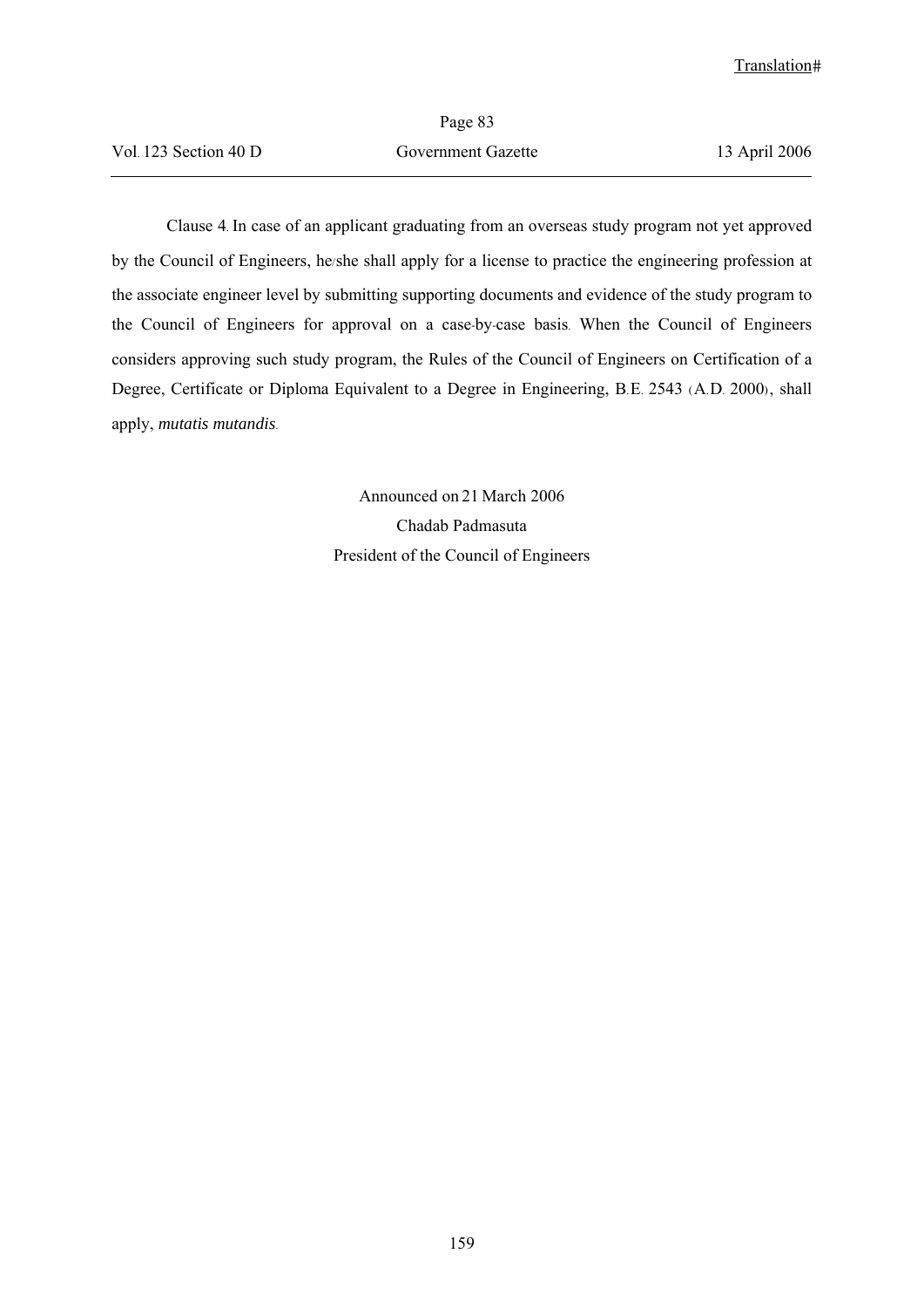Clause 4. In case of an applicant graduating from an overseas study program not yet approved by the Council of Engineers, he/she shall apply for a license to practice the engineering profession at the associate engineer level by submitting supporting documents and evidence of the study program to the Council of Engineers for approval on a case-by-case basis. When the Council of Engineers considers approving such study program, the Rules of the Council of Engineers on Certification of a Degree, Certificate or Diploma Equivalent to a Degree in Engineering, B.E. 2543 (A.D. 2000), shall apply, *mutatis mutandis*.

Announced on 21 March 2006

Chadab Padmasuta

President of the Council of Engineers